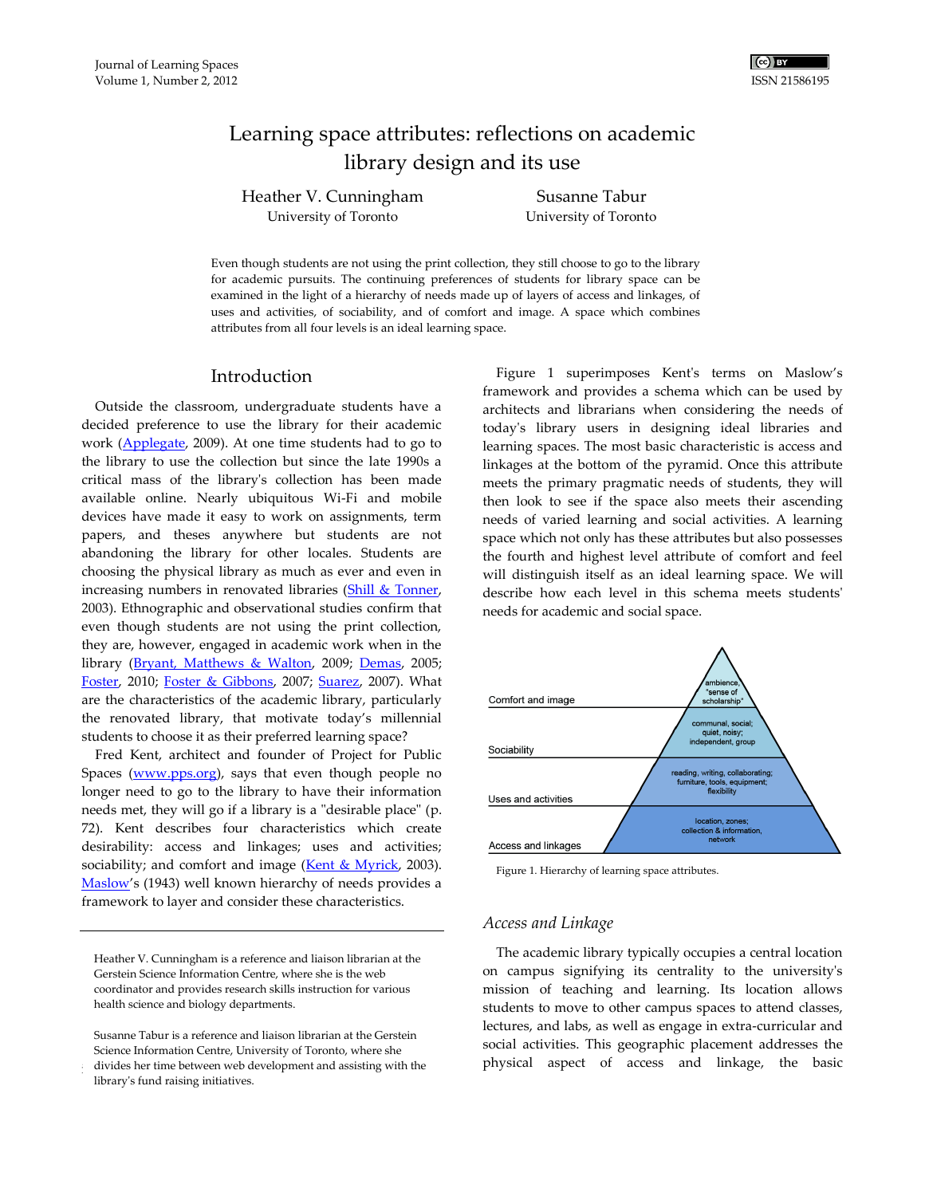# Learning space attributes: reflections on academic library design and its use

Heather V. Cunningham
University of Toronto

Susanne Tabur
University of Toronto

Even though students are not using the print collection, they still choose to go to the library for academic pursuits. The continuing preferences of students for library space can be examined in the light of a hierarchy of needs made up of layers of access and linkages, of uses and activities, of sociability, and of comfort and image. A space which combines attributes from all four levels is an ideal learning space.

## Introduction

Outside the classroom, undergraduate students have a decided preference to use the library for their academic work (Applegate, 2009). At one time students had to go to the library to use the collection but since the late 1990s a critical mass of the library's collection has been made available online. Nearly ubiquitous Wi-Fi and mobile devices have made it easy to work on assignments, term papers, and theses anywhere but students are not abandoning the library for other locales. Students are choosing the physical library as much as ever and even in increasing numbers in renovated libraries (Shill & Tonner, 2003). Ethnographic and observational studies confirm that even though students are not using the print collection, they are, however, engaged in academic work when in the library (Bryant, Matthews & Walton, 2009; Demas, 2005; Foster, 2010; Foster & Gibbons, 2007; Suarez, 2007). What are the characteristics of the academic library, particularly the renovated library, that motivate today's millennial students to choose it as their preferred learning space?

Fred Kent, architect and founder of Project for Public Spaces (www.pps.org), says that even though people no longer need to go to the library to have their information needs met, they will go if a library is a "desirable place" (p. 72). Kent describes four characteristics which create desirability: access and linkages; uses and activities; sociability; and comfort and image (Kent & Myrick, 2003). Maslow's (1943) well known hierarchy of needs provides a framework to layer and consider these characteristics.

Figure 1 superimposes Kent's terms on Maslow's framework and provides a schema which can be used by architects and librarians when considering the needs of today's library users in designing ideal libraries and learning spaces. The most basic characteristic is access and linkages at the bottom of the pyramid. Once this attribute meets the primary pragmatic needs of students, they will then look to see if the space also meets their ascending needs of varied learning and social activities. A learning space which not only has these attributes but also possesses the fourth and highest level attribute of comfort and feel will distinguish itself as an ideal learning space. We will describe how each level in this schema meets students' needs for academic and social space.

| Level | Attributes |
|---|---|
| Comfort and image | ambience, "sense of scholarship" |
| Sociability | communal, social; quiet, noisy; independent, group |
| Uses and activities | reading, writing, collaborating; furniture, tools, equipment; flexibility |
| Access and linkages | location, zones; collection & information, network |

Figure 1. Hierarchy of learning space attributes.

### *Access and Linkage*

The academic library typically occupies a central location on campus signifying its centrality to the university's mission of teaching and learning. Its location allows students to move to other campus spaces to attend classes, lectures, and labs, as well as engage in extra-curricular and social activities. This geographic placement addresses the physical aspect of access and linkage, the basic

---

Heather V. Cunningham is a reference and liaison librarian at the Gerstein Science Information Centre, where she is the web coordinator and provides research skills instruction for various health science and biology departments.

Susanne Tabur is a reference and liaison librarian at the Gerstein Science Information Centre, University of Toronto, where she divides her time between web development and assisting with the library's fund raising initiatives.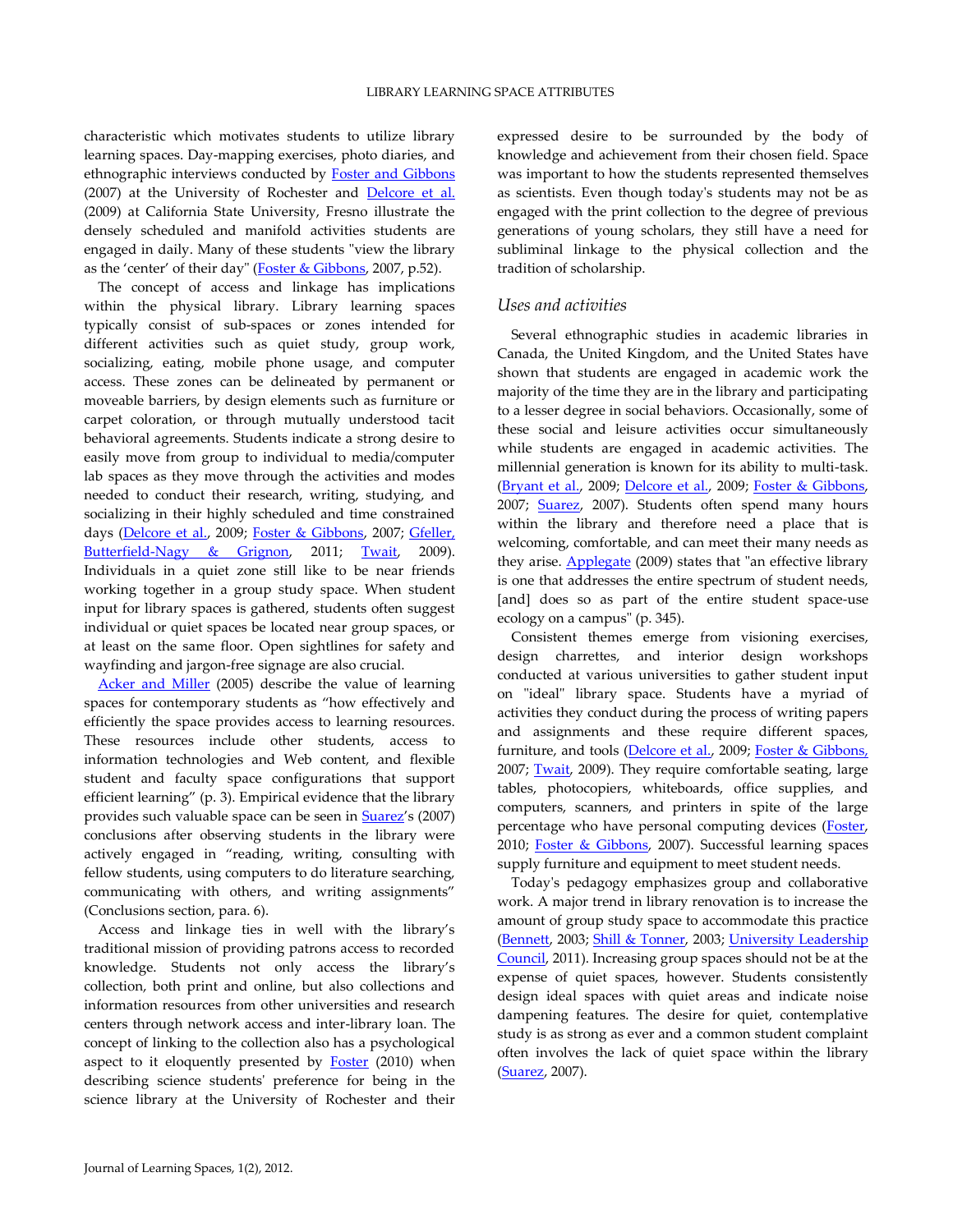characteristic which motivates students to utilize library learning spaces. Day-mapping exercises, photo diaries, and ethnographic interviews conducted by Foster and Gibbons (2007) at the University of Rochester and Delcore et al. (2009) at California State University, Fresno illustrate the densely scheduled and manifold activities students are engaged in daily. Many of these students "view the library as the 'center' of their day" (Foster & Gibbons, 2007, p.52).

The concept of access and linkage has implications within the physical library. Library learning spaces typically consist of sub-spaces or zones intended for different activities such as quiet study, group work, socializing, eating, mobile phone usage, and computer access. These zones can be delineated by permanent or moveable barriers, by design elements such as furniture or carpet coloration, or through mutually understood tacit behavioral agreements. Students indicate a strong desire to easily move from group to individual to media/computer lab spaces as they move through the activities and modes needed to conduct their research, writing, studying, and socializing in their highly scheduled and time constrained days (Delcore et al., 2009; Foster & Gibbons, 2007; Gfeller, Butterfield-Nagy & Grignon, 2011; Twait, 2009). Individuals in a quiet zone still like to be near friends working together in a group study space. When student input for library spaces is gathered, students often suggest individual or quiet spaces be located near group spaces, or at least on the same floor. Open sightlines for safety and wayfinding and jargon-free signage are also crucial.

Acker and Miller (2005) describe the value of learning spaces for contemporary students as "how effectively and efficiently the space provides access to learning resources. These resources include other students, access to information technologies and Web content, and flexible student and faculty space configurations that support efficient learning" (p. 3). Empirical evidence that the library provides such valuable space can be seen in Suarez's (2007) conclusions after observing students in the library were actively engaged in "reading, writing, consulting with fellow students, using computers to do literature searching, communicating with others, and writing assignments" (Conclusions section, para. 6).

Access and linkage ties in well with the library's traditional mission of providing patrons access to recorded knowledge. Students not only access the library's collection, both print and online, but also collections and information resources from other universities and research centers through network access and inter-library loan. The concept of linking to the collection also has a psychological aspect to it eloquently presented by Foster (2010) when describing science students' preference for being in the science library at the University of Rochester and their expressed desire to be surrounded by the body of knowledge and achievement from their chosen field. Space was important to how the students represented themselves as scientists. Even though today's students may not be as engaged with the print collection to the degree of previous generations of young scholars, they still have a need for subliminal linkage to the physical collection and the tradition of scholarship.

### *Uses and activities*

Several ethnographic studies in academic libraries in Canada, the United Kingdom, and the United States have shown that students are engaged in academic work the majority of the time they are in the library and participating to a lesser degree in social behaviors. Occasionally, some of these social and leisure activities occur simultaneously while students are engaged in academic activities. The millennial generation is known for its ability to multi-task. (Bryant et al., 2009; Delcore et al., 2009; Foster & Gibbons, 2007; Suarez, 2007). Students often spend many hours within the library and therefore need a place that is welcoming, comfortable, and can meet their many needs as they arise. Applegate (2009) states that "an effective library is one that addresses the entire spectrum of student needs, [and] does so as part of the entire student space-use ecology on a campus" (p. 345).

Consistent themes emerge from visioning exercises, design charrettes, and interior design workshops conducted at various universities to gather student input on "ideal" library space. Students have a myriad of activities they conduct during the process of writing papers and assignments and these require different spaces, furniture, and tools (Delcore et al., 2009; Foster & Gibbons, 2007; Twait, 2009). They require comfortable seating, large tables, photocopiers, whiteboards, office supplies, and computers, scanners, and printers in spite of the large percentage who have personal computing devices (Foster, 2010; Foster & Gibbons, 2007). Successful learning spaces supply furniture and equipment to meet student needs.

Today's pedagogy emphasizes group and collaborative work. A major trend in library renovation is to increase the amount of group study space to accommodate this practice (Bennett, 2003; Shill & Tonner, 2003; University Leadership Council, 2011). Increasing group spaces should not be at the expense of quiet spaces, however. Students consistently design ideal spaces with quiet areas and indicate noise dampening features. The desire for quiet, contemplative study is as strong as ever and a common student complaint often involves the lack of quiet space within the library (Suarez, 2007).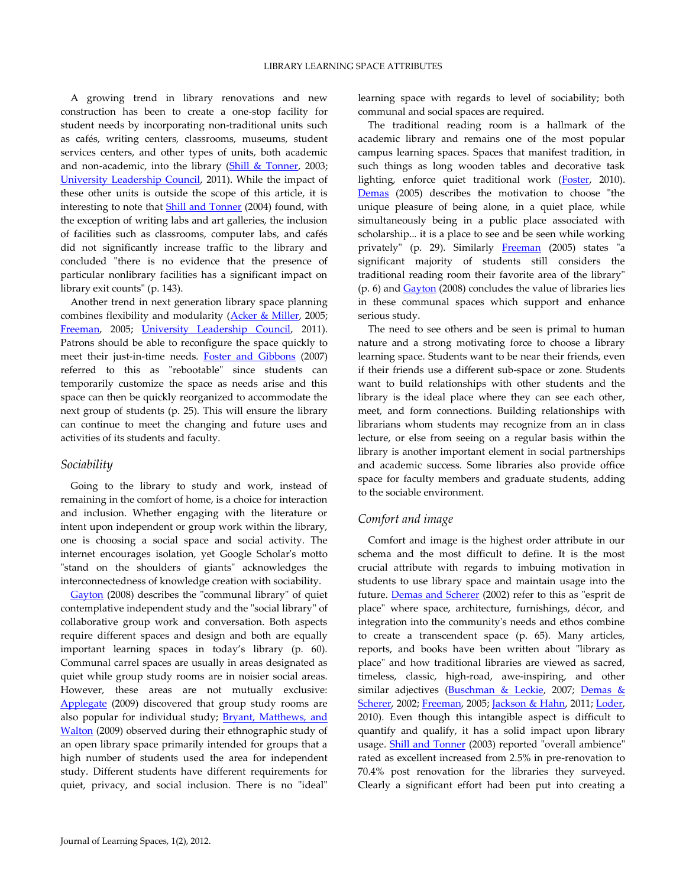A growing trend in library renovations and new construction has been to create a one-stop facility for student needs by incorporating non-traditional units such as cafés, writing centers, classrooms, museums, student services centers, and other types of units, both academic and non-academic, into the library (Shill & Tonner, 2003; University Leadership Council, 2011). While the impact of these other units is outside the scope of this article, it is interesting to note that Shill and Tonner (2004) found, with the exception of writing labs and art galleries, the inclusion of facilities such as classrooms, computer labs, and cafés did not significantly increase traffic to the library and concluded "there is no evidence that the presence of particular nonlibrary facilities has a significant impact on library exit counts" (p. 143).

Another trend in next generation library space planning combines flexibility and modularity (Acker & Miller, 2005; Freeman, 2005; University Leadership Council, 2011). Patrons should be able to reconfigure the space quickly to meet their just-in-time needs. Foster and Gibbons (2007) referred to this as "rebootable" since students can temporarily customize the space as needs arise and this space can then be quickly reorganized to accommodate the next group of students (p. 25). This will ensure the library can continue to meet the changing and future uses and activities of its students and faculty.

### *Sociability*

Going to the library to study and work, instead of remaining in the comfort of home, is a choice for interaction and inclusion. Whether engaging with the literature or intent upon independent or group work within the library, one is choosing a social space and social activity. The internet encourages isolation, yet Google Scholar's motto "stand on the shoulders of giants" acknowledges the interconnectedness of knowledge creation with sociability.

Gayton (2008) describes the "communal library" of quiet contemplative independent study and the "social library" of collaborative group work and conversation. Both aspects require different spaces and design and both are equally important learning spaces in today's library (p. 60). Communal carrel spaces are usually in areas designated as quiet while group study rooms are in noisier social areas. However, these areas are not mutually exclusive: Applegate (2009) discovered that group study rooms are also popular for individual study; Bryant, Matthews, and Walton (2009) observed during their ethnographic study of an open library space primarily intended for groups that a high number of students used the area for independent study. Different students have different requirements for quiet, privacy, and social inclusion. There is no "ideal" learning space with regards to level of sociability; both communal and social spaces are required.

The traditional reading room is a hallmark of the academic library and remains one of the most popular campus learning spaces. Spaces that manifest tradition, in such things as long wooden tables and decorative task lighting, enforce quiet traditional work (Foster, 2010). Demas (2005) describes the motivation to choose "the unique pleasure of being alone, in a quiet place, while simultaneously being in a public place associated with scholarship... it is a place to see and be seen while working privately" (p. 29). Similarly Freeman (2005) states "a significant majority of students still considers the traditional reading room their favorite area of the library" (p. 6) and Gayton (2008) concludes the value of libraries lies in these communal spaces which support and enhance serious study.

The need to see others and be seen is primal to human nature and a strong motivating force to choose a library learning space. Students want to be near their friends, even if their friends use a different sub-space or zone. Students want to build relationships with other students and the library is the ideal place where they can see each other, meet, and form connections. Building relationships with librarians whom students may recognize from an in class lecture, or else from seeing on a regular basis within the library is another important element in social partnerships and academic success. Some libraries also provide office space for faculty members and graduate students, adding to the sociable environment.

### *Comfort and image*

Comfort and image is the highest order attribute in our schema and the most difficult to define. It is the most crucial attribute with regards to imbuing motivation in students to use library space and maintain usage into the future. Demas and Scherer (2002) refer to this as "esprit de place" where space, architecture, furnishings, décor, and integration into the community's needs and ethos combine to create a transcendent space (p. 65). Many articles, reports, and books have been written about "library as place" and how traditional libraries are viewed as sacred, timeless, classic, high-road, awe-inspiring, and other similar adjectives (Buschman & Leckie, 2007; Demas & Scherer, 2002; Freeman, 2005; Jackson & Hahn, 2011; Loder, 2010). Even though this intangible aspect is difficult to quantify and qualify, it has a solid impact upon library usage. Shill and Tonner (2003) reported "overall ambience" rated as excellent increased from 2.5% in pre-renovation to 70.4% post renovation for the libraries they surveyed. Clearly a significant effort had been put into creating a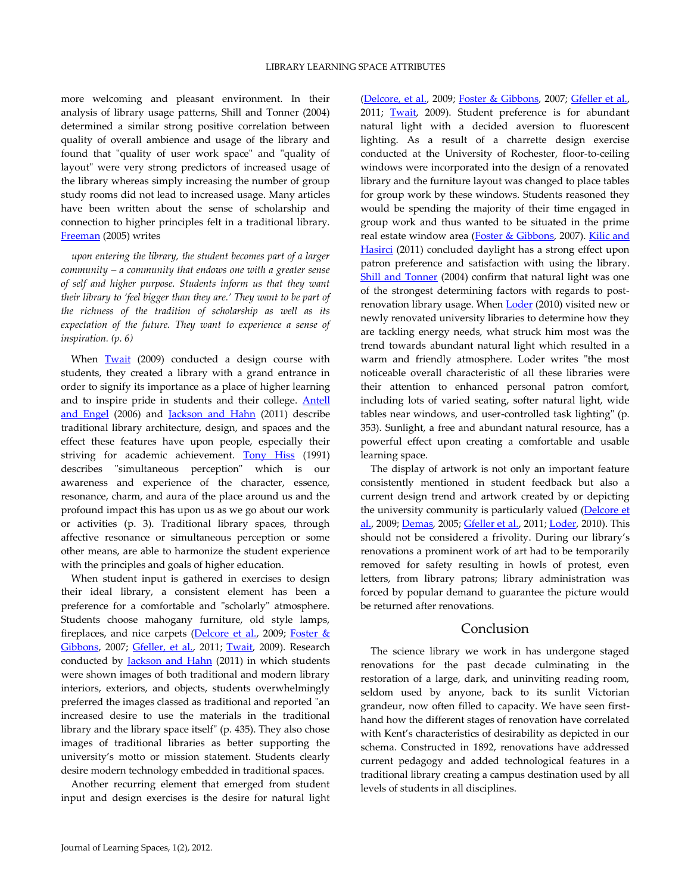more welcoming and pleasant environment. In their analysis of library usage patterns, Shill and Tonner (2004) determined a similar strong positive correlation between quality of overall ambience and usage of the library and found that "quality of user work space" and "quality of layout" were very strong predictors of increased usage of the library whereas simply increasing the number of group study rooms did not lead to increased usage. Many articles have been written about the sense of scholarship and connection to higher principles felt in a traditional library. Freeman (2005) writes

> *upon entering the library, the student becomes part of a larger community – a community that endows one with a greater sense of self and higher purpose. Students inform us that they want their library to 'feel bigger than they are.' They want to be part of the richness of the tradition of scholarship as well as its expectation of the future. They want to experience a sense of inspiration. (p. 6)*

When Twait (2009) conducted a design course with students, they created a library with a grand entrance in order to signify its importance as a place of higher learning and to inspire pride in students and their college. Antell and Engel (2006) and Jackson and Hahn (2011) describe traditional library architecture, design, and spaces and the effect these features have upon people, especially their striving for academic achievement. Tony Hiss (1991) describes "simultaneous perception" which is our awareness and experience of the character, essence, resonance, charm, and aura of the place around us and the profound impact this has upon us as we go about our work or activities (p. 3). Traditional library spaces, through affective resonance or simultaneous perception or some other means, are able to harmonize the student experience with the principles and goals of higher education.

When student input is gathered in exercises to design their ideal library, a consistent element has been a preference for a comfortable and "scholarly" atmosphere. Students choose mahogany furniture, old style lamps, fireplaces, and nice carpets (Delcore et al., 2009; Foster & Gibbons, 2007; Gfeller, et al., 2011; Twait, 2009). Research conducted by Jackson and Hahn (2011) in which students were shown images of both traditional and modern library interiors, exteriors, and objects, students overwhelmingly preferred the images classed as traditional and reported "an increased desire to use the materials in the traditional library and the library space itself" (p. 435). They also chose images of traditional libraries as better supporting the university's motto or mission statement. Students clearly desire modern technology embedded in traditional spaces.

Another recurring element that emerged from student input and design exercises is the desire for natural light (Delcore, et al., 2009; Foster & Gibbons, 2007; Gfeller et al., 2011; Twait, 2009). Student preference is for abundant natural light with a decided aversion to fluorescent lighting. As a result of a charrette design exercise conducted at the University of Rochester, floor-to-ceiling windows were incorporated into the design of a renovated library and the furniture layout was changed to place tables for group work by these windows. Students reasoned they would be spending the majority of their time engaged in group work and thus wanted to be situated in the prime real estate window area (Foster & Gibbons, 2007). Kilic and Hasirci (2011) concluded daylight has a strong effect upon patron preference and satisfaction with using the library. Shill and Tonner (2004) confirm that natural light was one of the strongest determining factors with regards to post-renovation library usage. When Loder (2010) visited new or newly renovated university libraries to determine how they are tackling energy needs, what struck him most was the trend towards abundant natural light which resulted in a warm and friendly atmosphere. Loder writes "the most noticeable overall characteristic of all these libraries were their attention to enhanced personal patron comfort, including lots of varied seating, softer natural light, wide tables near windows, and user-controlled task lighting" (p. 353). Sunlight, a free and abundant natural resource, has a powerful effect upon creating a comfortable and usable learning space.

The display of artwork is not only an important feature consistently mentioned in student feedback but also a current design trend and artwork created by or depicting the university community is particularly valued (Delcore et al., 2009; Demas, 2005; Gfeller et al., 2011; Loder, 2010). This should not be considered a frivolity. During our library's renovations a prominent work of art had to be temporarily removed for safety resulting in howls of protest, even letters, from library patrons; library administration was forced by popular demand to guarantee the picture would be returned after renovations.

## Conclusion

The science library we work in has undergone staged renovations for the past decade culminating in the restoration of a large, dark, and uninviting reading room, seldom used by anyone, back to its sunlit Victorian grandeur, now often filled to capacity. We have seen first-hand how the different stages of renovation have correlated with Kent's characteristics of desirability as depicted in our schema. Constructed in 1892, renovations have addressed current pedagogy and added technological features in a traditional library creating a campus destination used by all levels of students in all disciplines.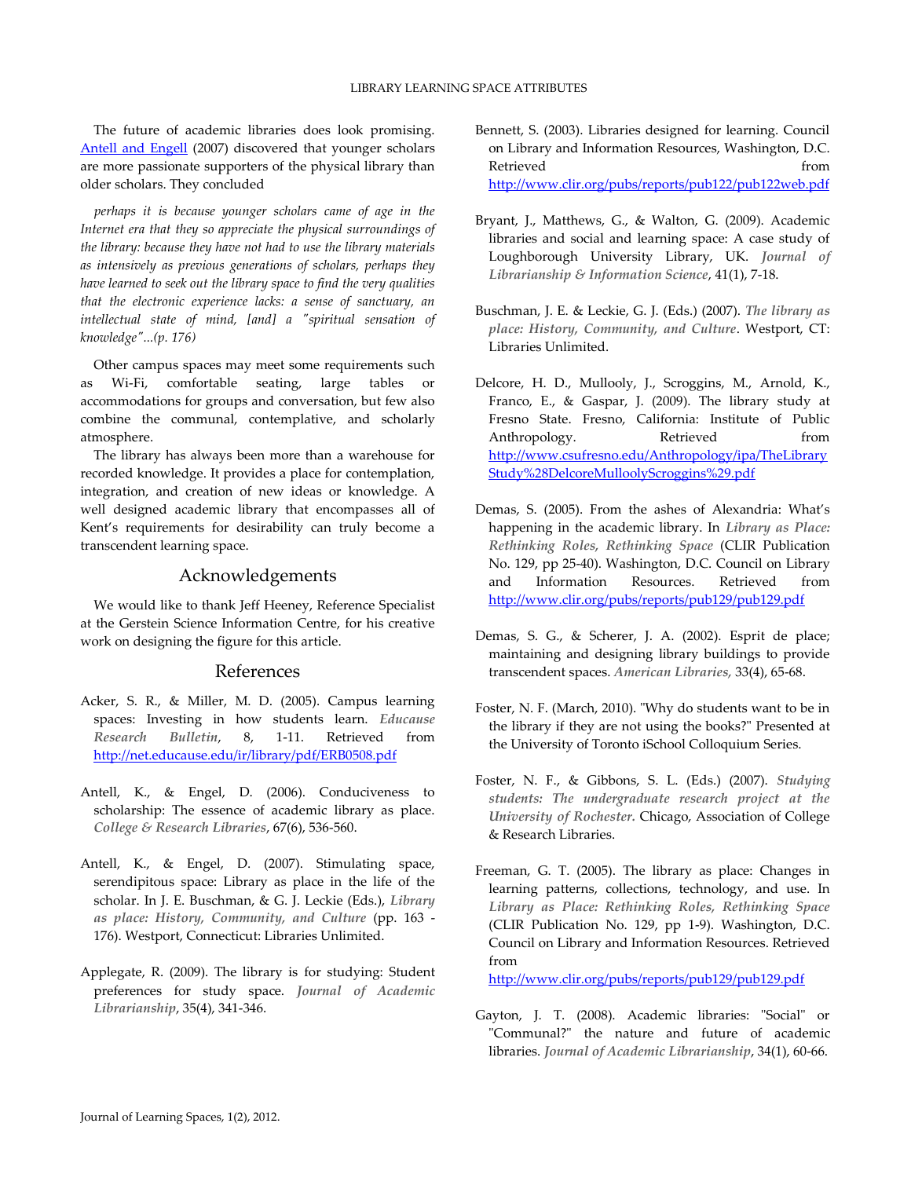The future of academic libraries does look promising. [Antell and Engell](#) (2007) discovered that younger scholars are more passionate supporters of the physical library than older scholars. They concluded

> *perhaps it is because younger scholars came of age in the Internet era that they so appreciate the physical surroundings of the library: because they have not had to use the library materials as intensively as previous generations of scholars, perhaps they have learned to seek out the library space to find the very qualities that the electronic experience lacks: a sense of sanctuary, an intellectual state of mind, [and] a "spiritual sensation of knowledge"...(p. 176)*

Other campus spaces may meet some requirements such as Wi-Fi, comfortable seating, large tables or accommodations for groups and conversation, but few also combine the communal, contemplative, and scholarly atmosphere.

The library has always been more than a warehouse for recorded knowledge. It provides a place for contemplation, integration, and creation of new ideas or knowledge. A well designed academic library that encompasses all of Kent's requirements for desirability can truly become a transcendent learning space.

## Acknowledgements

We would like to thank Jeff Heeney, Reference Specialist at the Gerstein Science Information Centre, for his creative work on designing the figure for this article.

## References

Acker, S. R., & Miller, M. D. (2005). Campus learning spaces: Investing in how students learn. *Educause Research Bulletin*, 8, 1-11. Retrieved from http://net.educause.edu/ir/library/pdf/ERB0508.pdf

Antell, K., & Engel, D. (2006). Conduciveness to scholarship: The essence of academic library as place. *College & Research Libraries*, 67(6), 536-560.

Antell, K., & Engel, D. (2007). Stimulating space, serendipitous space: Library as place in the life of the scholar. In J. E. Buschman, & G. J. Leckie (Eds.), *Library as place: History, Community, and Culture* (pp. 163 - 176). Westport, Connecticut: Libraries Unlimited.

Applegate, R. (2009). The library is for studying: Student preferences for study space. *Journal of Academic Librarianship*, 35(4), 341-346.

Bennett, S. (2003). Libraries designed for learning. Council on Library and Information Resources, Washington, D.C. Retrieved from http://www.clir.org/pubs/reports/pub122/pub122web.pdf

Bryant, J., Matthews, G., & Walton, G. (2009). Academic libraries and social and learning space: A case study of Loughborough University Library, UK. *Journal of Librarianship & Information Science*, 41(1), 7-18.

Buschman, J. E. & Leckie, G. J. (Eds.) (2007). *The library as place: History, Community, and Culture*. Westport, CT: Libraries Unlimited.

Delcore, H. D., Mullooly, J., Scroggins, M., Arnold, K., Franco, E., & Gaspar, J. (2009). The library study at Fresno State. Fresno, California: Institute of Public Anthropology. Retrieved from http://www.csufresno.edu/Anthropology/ipa/TheLibraryStudy%28DelcoreMulloolyScroggins%29.pdf

Demas, S. (2005). From the ashes of Alexandria: What's happening in the academic library. In *Library as Place: Rethinking Roles, Rethinking Space* (CLIR Publication No. 129, pp 25-40). Washington, D.C. Council on Library and Information Resources. Retrieved from http://www.clir.org/pubs/reports/pub129/pub129.pdf

Demas, S. G., & Scherer, J. A. (2002). Esprit de place; maintaining and designing library buildings to provide transcendent spaces. *American Libraries*, 33(4), 65-68.

Foster, N. F. (March, 2010). "Why do students want to be in the library if they are not using the books?" Presented at the University of Toronto iSchool Colloquium Series.

Foster, N. F., & Gibbons, S. L. (Eds.) (2007). *Studying students: The undergraduate research project at the University of Rochester.* Chicago, Association of College & Research Libraries.

Freeman, G. T. (2005). The library as place: Changes in learning patterns, collections, technology, and use. In *Library as Place: Rethinking Roles, Rethinking Space* (CLIR Publication No. 129, pp 1-9). Washington, D.C. Council on Library and Information Resources. Retrieved from http://www.clir.org/pubs/reports/pub129/pub129.pdf

Gayton, J. T. (2008). Academic libraries: "Social" or "Communal?" the nature and future of academic libraries. *Journal of Academic Librarianship*, 34(1), 60-66.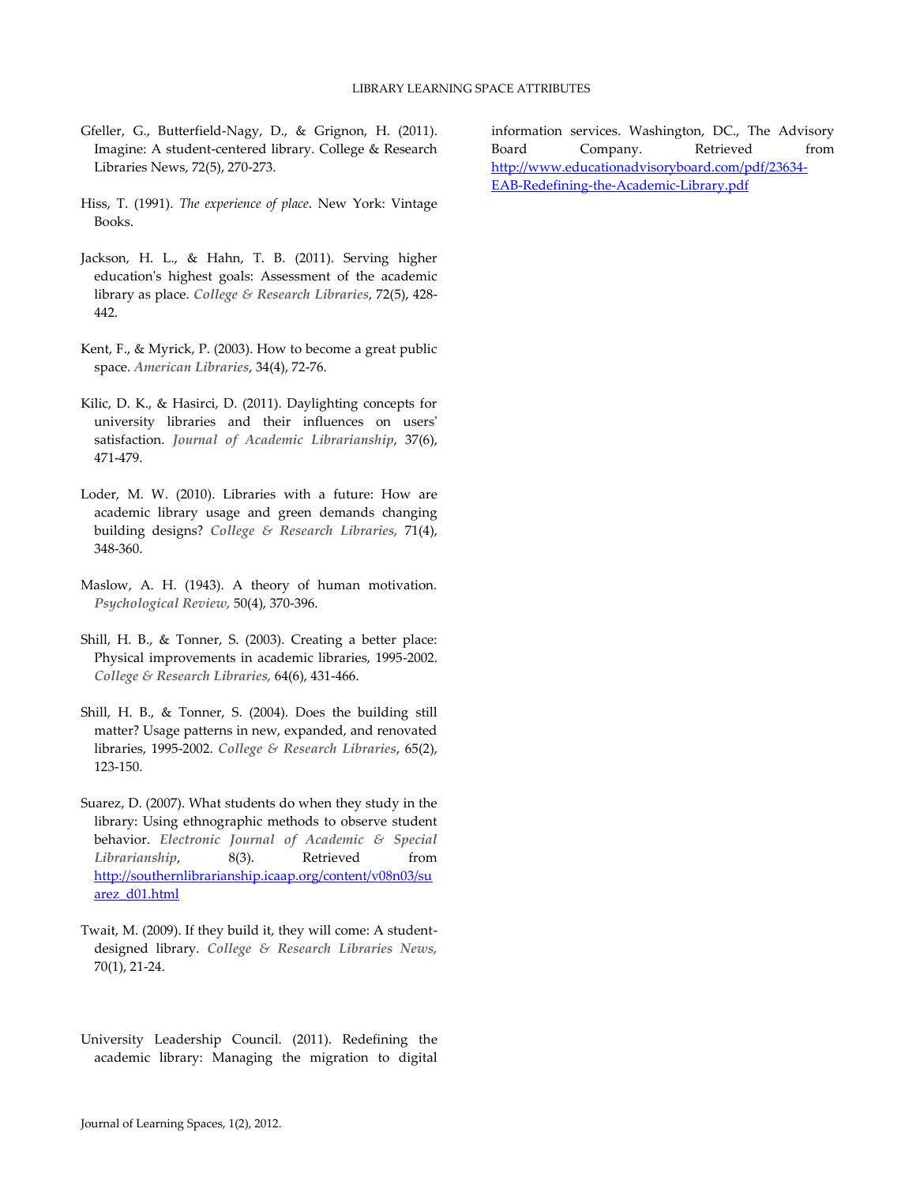Gfeller, G., Butterfield-Nagy, D., & Grignon, H. (2011). Imagine: A student-centered library. College & Research Libraries News, 72(5), 270-273.

Hiss, T. (1991). *The experience of place*. New York: Vintage Books.

Jackson, H. L., & Hahn, T. B. (2011). Serving higher education's highest goals: Assessment of the academic library as place. ***College & Research Libraries***, 72(5), 428-442.

Kent, F., & Myrick, P. (2003). How to become a great public space. ***American Libraries***, 34(4), 72-76.

Kilic, D. K., & Hasirci, D. (2011). Daylighting concepts for university libraries and their influences on users' satisfaction. ***Journal of Academic Librarianship***, 37(6), 471-479.

Loder, M. W. (2010). Libraries with a future: How are academic library usage and green demands changing building designs? ***College & Research Libraries,*** 71(4), 348-360.

Maslow, A. H. (1943). A theory of human motivation. ***Psychological Review,*** 50(4), 370-396.

Shill, H. B., & Tonner, S. (2003). Creating a better place: Physical improvements in academic libraries, 1995-2002. ***College & Research Libraries,*** 64(6), 431-466.

Shill, H. B., & Tonner, S. (2004). Does the building still matter? Usage patterns in new, expanded, and renovated libraries, 1995-2002. ***College & Research Libraries***, 65(2), 123-150.

Suarez, D. (2007). What students do when they study in the library: Using ethnographic methods to observe student behavior. ***Electronic Journal of Academic & Special Librarianship***, 8(3). Retrieved from http://southernlibrarianship.icaap.org/content/v08n03/suarez_d01.html

Twait, M. (2009). If they build it, they will come: A student-designed library. ***College & Research Libraries News,*** 70(1), 21-24.

University Leadership Council. (2011). Redefining the academic library: Managing the migration to digital information services. Washington, DC., The Advisory Board Company. Retrieved from http://www.educationadvisoryboard.com/pdf/23634-EAB-Redefining-the-Academic-Library.pdf